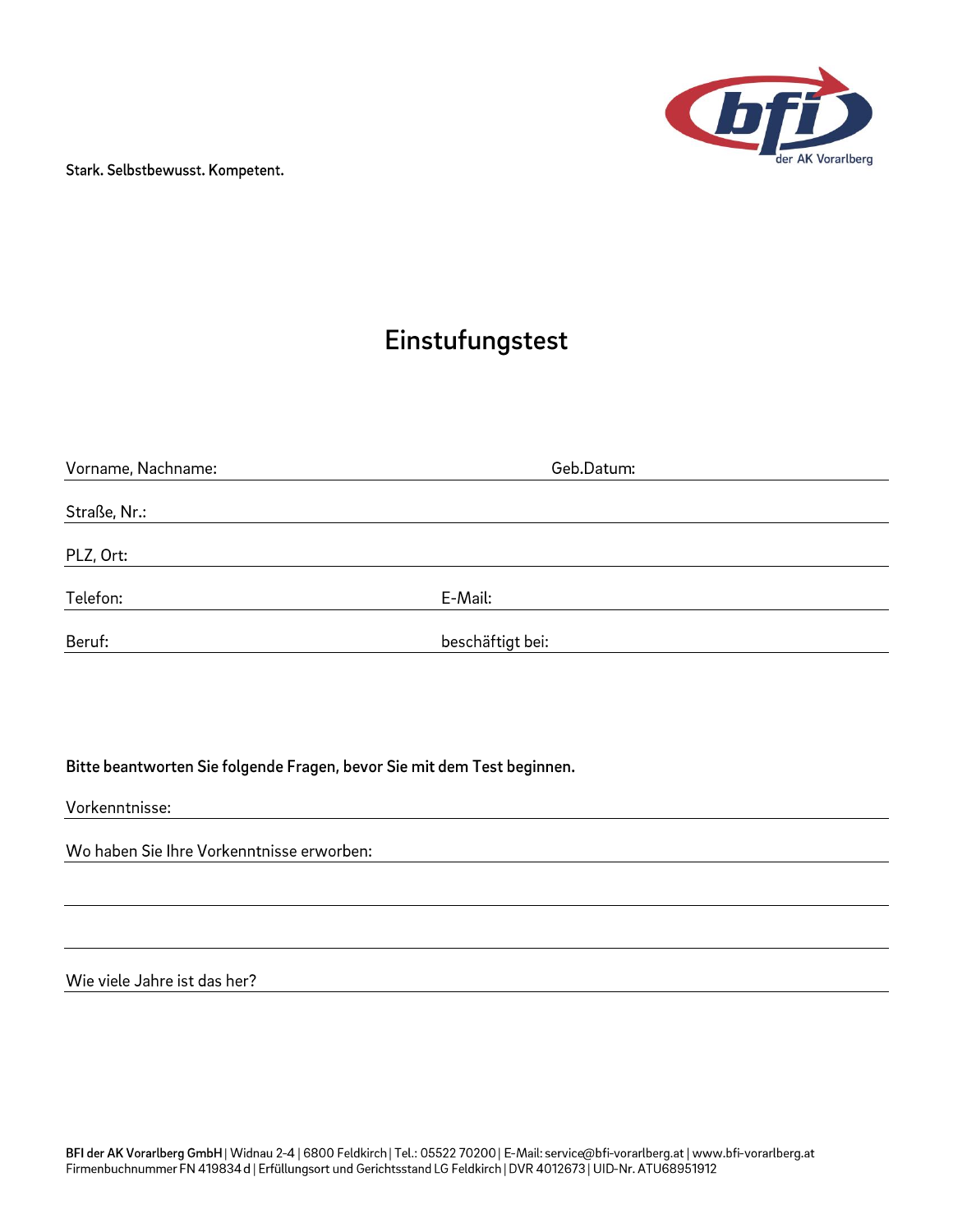Stark. Selbstbewusst. Kompetent.

# Einstufungstest

Vorname, Nachname: Geb.Datum:

Straße, Nr.:

PLZ, Ort:

Telefon: E-Mail:

Beruf: beschäftigt bei:

**Bitte beantworten Sie folgende Fragen, bevor Sie mit dem Test beginnen.**

Vorkenntnisse:

Wo haben Sie Ihre Vorkenntnisse erworben:

Wie viele Jahre ist das her?

**BFI der AK Vorarlberg GmbH** | Widnau 2-4 | 6800 Feldkirch | Tel.: 05522 70200 | E-Mail: service@bfi-vorarlberg.at | www.bfi-vorarlberg.at
Firmenbuchnummer FN 419834 d | Erfüllungsort und Gerichtsstand LG Feldkirch | DVR 4012673 | UID-Nr. ATU68951912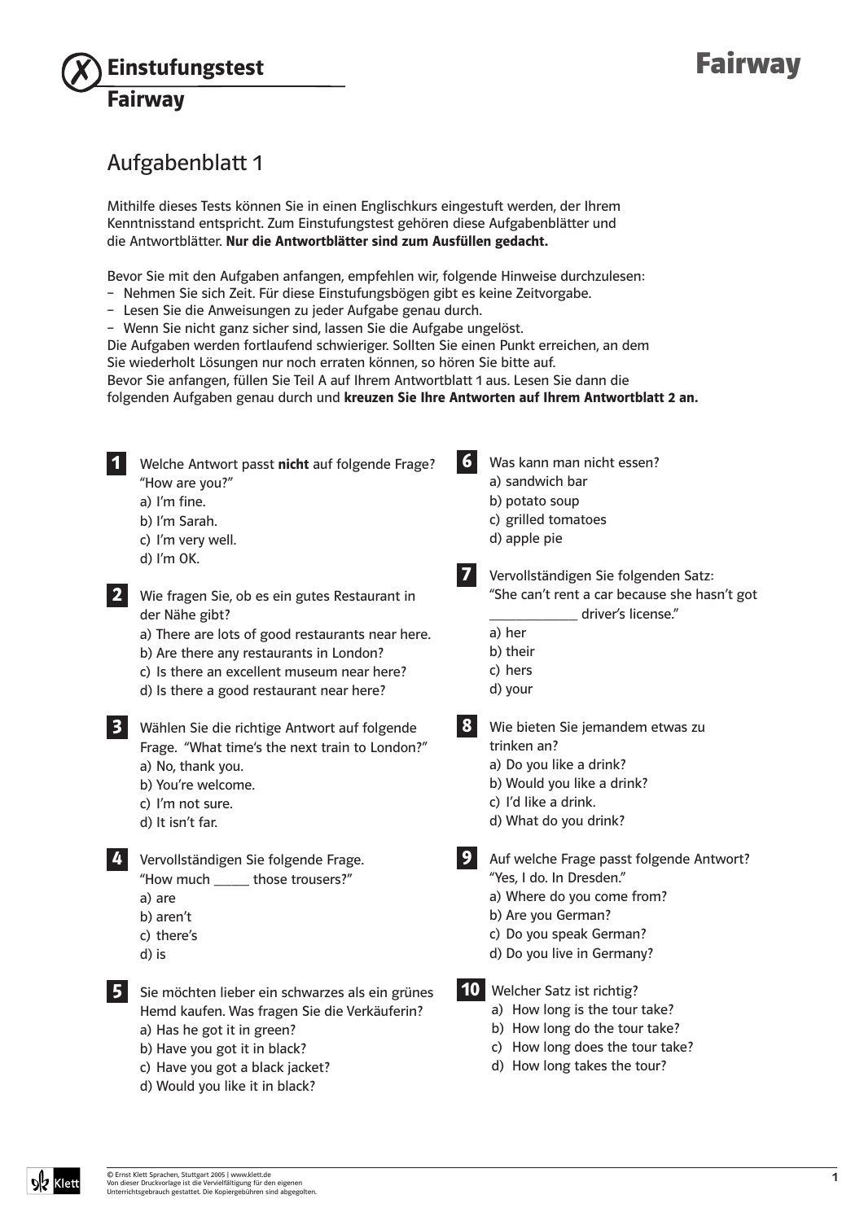# Einstufungstest Fairway

## Aufgabenblatt 1

Mithilfe dieses Tests können Sie in einen Englischkurs eingestuft werden, der Ihrem Kenntnisstand entspricht. Zum Einstufungstest gehören diese Aufgabenblätter und die Antwortblätter. **Nur die Antwortblätter sind zum Ausfüllen gedacht.**

Bevor Sie mit den Aufgaben anfangen, empfehlen wir, folgende Hinweise durchzulesen:

- Nehmen Sie sich Zeit. Für diese Einstufungsbögen gibt es keine Zeitvorgabe.
- Lesen Sie die Anweisungen zu jeder Aufgabe genau durch.
- Wenn Sie nicht ganz sicher sind, lassen Sie die Aufgabe ungelöst.

Die Aufgaben werden fortlaufend schwieriger. Sollten Sie einen Punkt erreichen, an dem Sie wiederholt Lösungen nur noch erraten können, so hören Sie bitte auf.
Bevor Sie anfangen, füllen Sie Teil A auf Ihrem Antwortblatt 1 aus. Lesen Sie dann die folgenden Aufgaben genau durch und **kreuzen Sie Ihre Antworten auf Ihrem Antwortblatt 2 an.**

**1** Welche Antwort passt **nicht** auf folgende Frage? "How are you?"
a) I'm fine.
b) I'm Sarah.
c) I'm very well.
d) I'm OK.

**2** Wie fragen Sie, ob es ein gutes Restaurant in der Nähe gibt?
a) There are lots of good restaurants near here.
b) Are there any restaurants in London?
c) Is there an excellent museum near here?
d) Is there a good restaurant near here?

**3** Wählen Sie die richtige Antwort auf folgende Frage. "What time's the next train to London?"
a) No, thank you.
b) You're welcome.
c) I'm not sure.
d) It isn't far.

**4** Vervollständigen Sie folgende Frage. "How much _____ those trousers?"
a) are
b) aren't
c) there's
d) is

**5** Sie möchten lieber ein schwarzes als ein grünes Hemd kaufen. Was fragen Sie die Verkäuferin?
a) Has he got it in green?
b) Have you got it in black?
c) Have you got a black jacket?
d) Would you like it in black?

**6** Was kann man nicht essen?
a) sandwich bar
b) potato soup
c) grilled tomatoes
d) apple pie

**7** Vervollständigen Sie folgenden Satz: "She can't rent a car because she hasn't got _____________ driver's license."
a) her
b) their
c) hers
d) your

**8** Wie bieten Sie jemandem etwas zu trinken an?
a) Do you like a drink?
b) Would you like a drink?
c) I'd like a drink.
d) What do you drink?

**9** Auf welche Frage passt folgende Antwort? "Yes, I do. In Dresden."
a) Where do you come from?
b) Are you German?
c) Do you speak German?
d) Do you live in Germany?

**10** Welcher Satz ist richtig?
a) How long is the tour take?
b) How long do the tour take?
c) How long does the tour take?
d) How long takes the tour?

© Ernst Klett Sprachen, Stuttgart 2005 | www.klett.de
Von dieser Druckvorlage ist die Vervielfältigung für den eigenen Unterrichtsgebrauch gestattet. Die Kopiergebühren sind abgegolten.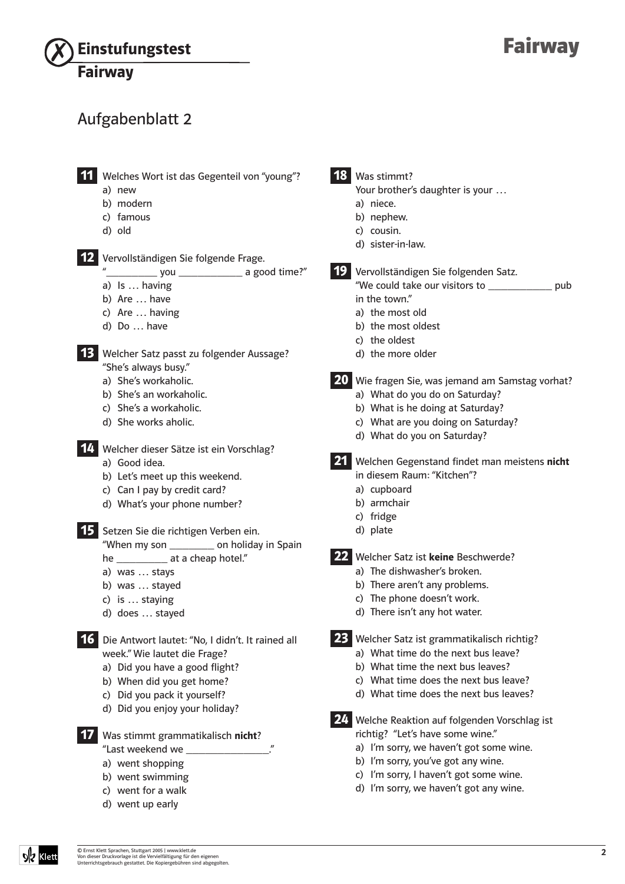# Einstufungstest Fairway

## Aufgabenblatt 2

**11** Welches Wort ist das Gegenteil von "young"?
- a) new
- b) modern
- c) famous
- d) old

**12** Vervollständigen Sie folgende Frage.
"__________ you ____________ a good time?"
- a) Is … having
- b) Are … have
- c) Are … having
- d) Do … have

**13** Welcher Satz passt zu folgender Aussage?
"She's always busy."
- a) She's workaholic.
- b) She's an workaholic.
- c) She's a workaholic.
- d) She works aholic.

**14** Welcher dieser Sätze ist ein Vorschlag?
- a) Good idea.
- b) Let's meet up this weekend.
- c) Can I pay by credit card?
- d) What's your phone number?

**15** Setzen Sie die richtigen Verben ein.
"When my son _________ on holiday in Spain he __________ at a cheap hotel."
- a) was … stays
- b) was … stayed
- c) is … staying
- d) does … stayed

**16** Die Antwort lautet: "No, I didn't. It rained all week." Wie lautet die Frage?
- a) Did you have a good flight?
- b) When did you get home?
- c) Did you pack it yourself?
- d) Did you enjoy your holiday?

**17** Was stimmt grammatikalisch **nicht**?
"Last weekend we ________________."
- a) went shopping
- b) went swimming
- c) went for a walk
- d) went up early

**18** Was stimmt?
Your brother's daughter is your …
- a) niece.
- b) nephew.
- c) cousin.
- d) sister-in-law.

**19** Vervollständigen Sie folgenden Satz.
"We could take our visitors to ____________ pub in the town."
- a) the most old
- b) the most oldest
- c) the oldest
- d) the more older

**20** Wie fragen Sie, was jemand am Samstag vorhat?
- a) What do you do on Saturday?
- b) What is he doing at Saturday?
- c) What are you doing on Saturday?
- d) What do you on Saturday?

**21** Welchen Gegenstand findet man meistens **nicht** in diesem Raum: "Kitchen"?
- a) cupboard
- b) armchair
- c) fridge
- d) plate

**22** Welcher Satz ist **keine** Beschwerde?
- a) The dishwasher's broken.
- b) There aren't any problems.
- c) The phone doesn't work.
- d) There isn't any hot water.

**23** Welcher Satz ist grammatikalisch richtig?
- a) What time do the next bus leave?
- b) What time the next bus leaves?
- c) What time does the next bus leave?
- d) What time does the next bus leaves?

**24** Welche Reaktion auf folgenden Vorschlag ist richtig? "Let's have some wine."
- a) I'm sorry, we haven't got some wine.
- b) I'm sorry, you've got any wine.
- c) I'm sorry, I haven't got some wine.
- d) I'm sorry, we haven't got any wine.

© Ernst Klett Sprachen, Stuttgart 2005 | www.klett.de
Von dieser Druckvorlage ist die Vervielfältigung für den eigenen Unterrichtsgebrauch gestattet. Die Kopiergebühren sind abgegolten.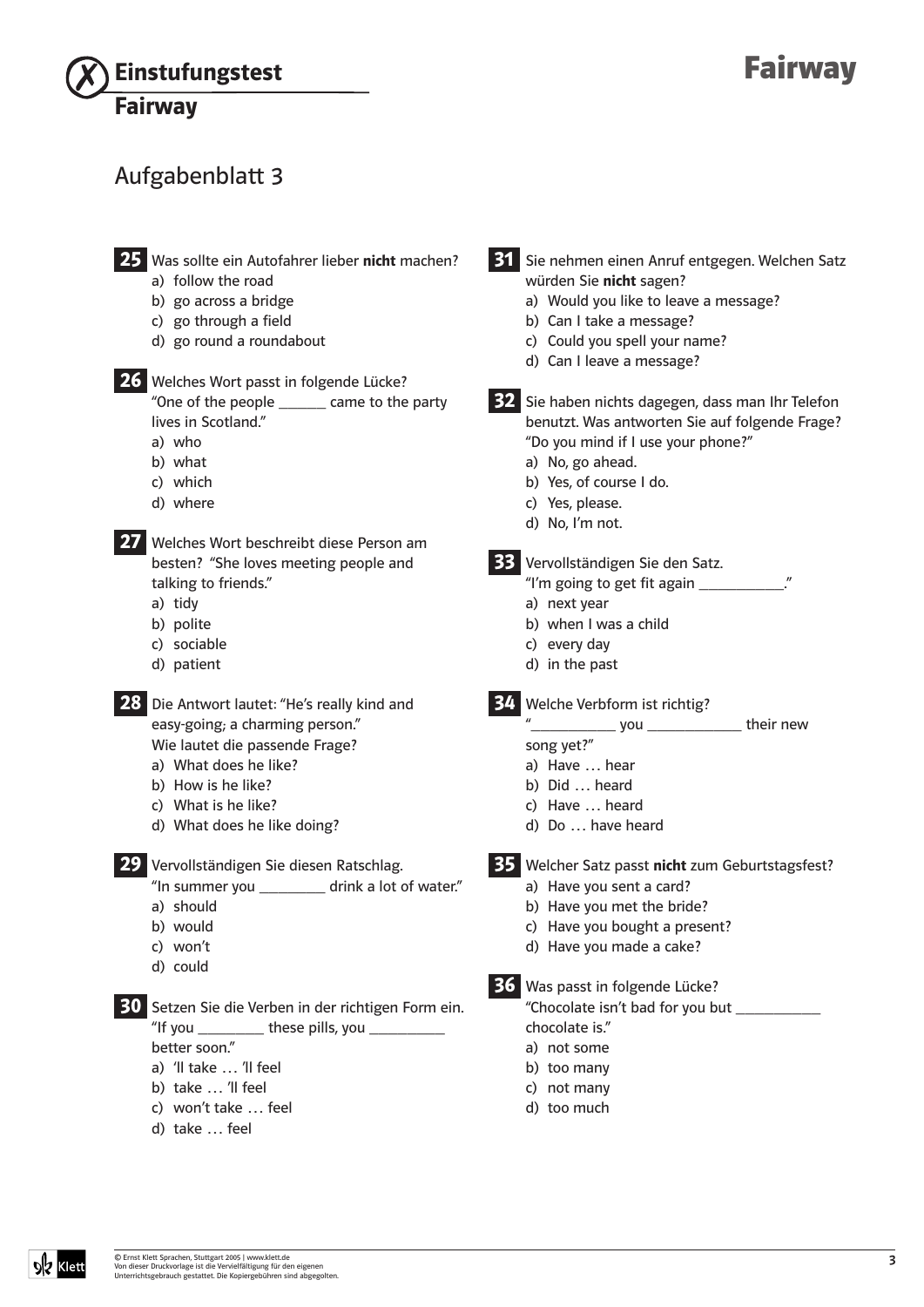# Einstufungstest Fairway

## Aufgabenblatt 3

**25** Was sollte ein Autofahrer lieber **nicht** machen?
a) follow the road
b) go across a bridge
c) go through a field
d) go round a roundabout

**26** Welches Wort passt in folgende Lücke?
"One of the people ______ came to the party lives in Scotland."
a) who
b) what
c) which
d) where

**27** Welches Wort beschreibt diese Person am besten? "She loves meeting people and talking to friends."
a) tidy
b) polite
c) sociable
d) patient

**28** Die Antwort lautet: "He's really kind and easy-going; a charming person."
Wie lautet die passende Frage?
a) What does he like?
b) How is he like?
c) What is he like?
d) What does he like doing?

**29** Vervollständigen Sie diesen Ratschlag.
"In summer you ________ drink a lot of water."
a) should
b) would
c) won't
d) could

**30** Setzen Sie die Verben in der richtigen Form ein.
"If you ________ these pills, you _________ better soon."
a) 'll take … 'll feel
b) take … 'll feel
c) won't take … feel
d) take … feel

**31** Sie nehmen einen Anruf entgegen. Welchen Satz würden Sie **nicht** sagen?
a) Would you like to leave a message?
b) Can I take a message?
c) Could you spell your name?
d) Can I leave a message?

**32** Sie haben nichts dagegen, dass man Ihr Telefon benutzt. Was antworten Sie auf folgende Frage?
"Do you mind if I use your phone?"
a) No, go ahead.
b) Yes, of course I do.
c) Yes, please.
d) No, I'm not.

**33** Vervollständigen Sie den Satz.
"I'm going to get fit again ___________."
a) next year
b) when I was a child
c) every day
d) in the past

**34** Welche Verbform ist richtig?
"___________ you ____________ their new song yet?"
a) Have … hear
b) Did … heard
c) Have … heard
d) Do … have heard

**35** Welcher Satz passt **nicht** zum Geburtstagsfest?
a) Have you sent a card?
b) Have you met the bride?
c) Have you bought a present?
d) Have you made a cake?

**36** Was passt in folgende Lücke?
"Chocolate isn't bad for you but ___________ chocolate is."
a) not some
b) too many
c) not many
d) too much

© Ernst Klett Sprachen, Stuttgart 2005 | www.klett.de
Von dieser Druckvorlage ist die Vervielfältigung für den eigenen Unterrichtsgebrauch gestattet. Die Kopiergebühren sind abgegolten.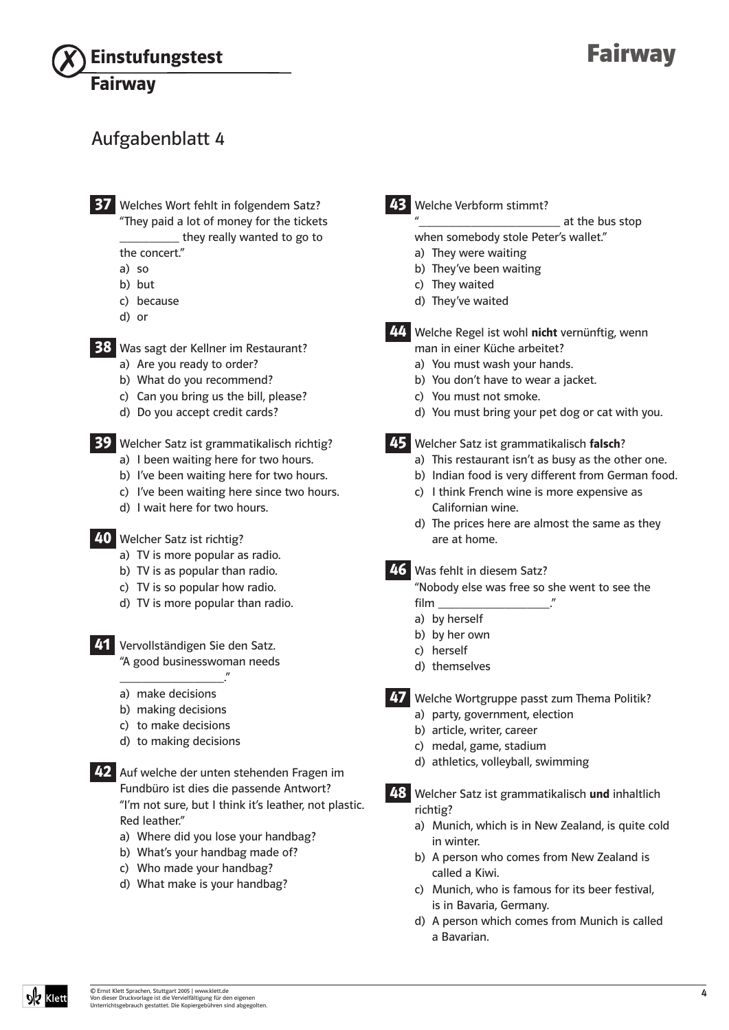# Einstufungstest Fairway

## Aufgabenblatt 4

**37** Welches Wort fehlt in folgendem Satz?
"They paid a lot of money for the tickets __________ they really wanted to go to the concert."
- a) so
- b) but
- c) because
- d) or

**38** Was sagt der Kellner im Restaurant?
- a) Are you ready to order?
- b) What do you recommend?
- c) Can you bring us the bill, please?
- d) Do you accept credit cards?

**39** Welcher Satz ist grammatikalisch richtig?
- a) I been waiting here for two hours.
- b) I've been waiting here for two hours.
- c) I've been waiting here since two hours.
- d) I wait here for two hours.

**40** Welcher Satz ist richtig?
- a) TV is more popular as radio.
- b) TV is as popular than radio.
- c) TV is so popular how radio.
- d) TV is more popular than radio.

**41** Vervollständigen Sie den Satz.
"A good businesswoman needs __________________."
- a) make decisions
- b) making decisions
- c) to make decisions
- d) to making decisions

**42** Auf welche der unten stehenden Fragen im Fundbüro ist dies die passende Antwort?
"I'm not sure, but I think it's leather, not plastic. Red leather."
- a) Where did you lose your handbag?
- b) What's your handbag made of?
- c) Who made your handbag?
- d) What make is your handbag?

**43** Welche Verbform stimmt?
"________________________ at the bus stop when somebody stole Peter's wallet."
- a) They were waiting
- b) They've been waiting
- c) They waited
- d) They've waited

**44** Welche Regel ist wohl **nicht** vernünftig, wenn man in einer Küche arbeitet?
- a) You must wash your hands.
- b) You don't have to wear a jacket.
- c) You must not smoke.
- d) You must bring your pet dog or cat with you.

**45** Welcher Satz ist grammatikalisch **falsch**?
- a) This restaurant isn't as busy as the other one.
- b) Indian food is very different from German food.
- c) I think French wine is more expensive as Californian wine.
- d) The prices here are almost the same as they are at home.

**46** Was fehlt in diesem Satz?
"Nobody else was free so she went to see the film __________________."
- a) by herself
- b) by her own
- c) herself
- d) themselves

**47** Welche Wortgruppe passt zum Thema Politik?
- a) party, government, election
- b) article, writer, career
- c) medal, game, stadium
- d) athletics, volleyball, swimming

**48** Welcher Satz ist grammatikalisch **und** inhaltlich richtig?
- a) Munich, which is in New Zealand, is quite cold in winter.
- b) A person who comes from New Zealand is called a Kiwi.
- c) Munich, who is famous for its beer festival, is in Bavaria, Germany.
- d) A person which comes from Munich is called a Bavarian.

© Ernst Klett Sprachen, Stuttgart 2005 | www.klett.de
Von dieser Druckvorlage ist die Vervielfältigung für den eigenen Unterrichtsgebrauch gestattet. Die Kopiergebühren sind abgegolten.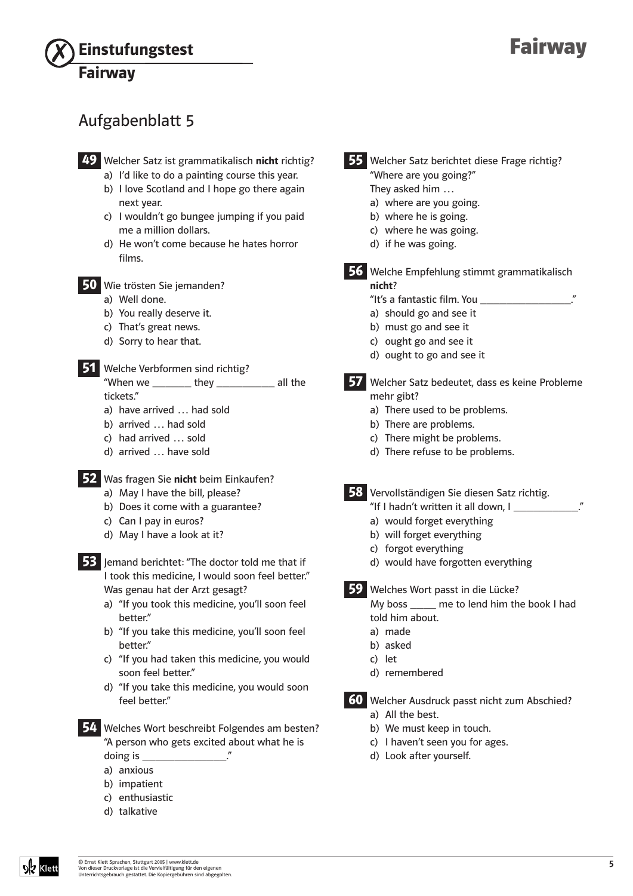# Einstufungstest Fairway

## Aufgabenblatt 5

**49** Welcher Satz ist grammatikalisch **nicht** richtig?
- a) I'd like to do a painting course this year.
- b) I love Scotland and I hope go there again next year.
- c) I wouldn't go bungee jumping if you paid me a million dollars.
- d) He won't come because he hates horror films.

**50** Wie trösten Sie jemanden?
- a) Well done.
- b) You really deserve it.
- c) That's great news.
- d) Sorry to hear that.

**51** Welche Verbformen sind richtig?
"When we ________ they ___________ all the tickets."
- a) have arrived … had sold
- b) arrived … had sold
- c) had arrived … sold
- d) arrived … have sold

**52** Was fragen Sie **nicht** beim Einkaufen?
- a) May I have the bill, please?
- b) Does it come with a guarantee?
- c) Can I pay in euros?
- d) May I have a look at it?

**53** Jemand berichtet: "The doctor told me that if I took this medicine, I would soon feel better." Was genau hat der Arzt gesagt?
- a) "If you took this medicine, you'll soon feel better."
- b) "If you take this medicine, you'll soon feel better."
- c) "If you had taken this medicine, you would soon feel better."
- d) "If you take this medicine, you would soon feel better."

**54** Welches Wort beschreibt Folgendes am besten?
"A person who gets excited about what he is doing is ________________."
- a) anxious
- b) impatient
- c) enthusiastic
- d) talkative

**55** Welcher Satz berichtet diese Frage richtig?
"Where are you going?"
They asked him …
- a) where are you going.
- b) where he is going.
- c) where he was going.
- d) if he was going.

**56** Welche Empfehlung stimmt grammatikalisch **nicht**?
"It's a fantastic film. You _________________."
- a) should go and see it
- b) must go and see it
- c) ought go and see it
- d) ought to go and see it

**57** Welcher Satz bedeutet, dass es keine Probleme mehr gibt?
- a) There used to be problems.
- b) There are problems.
- c) There might be problems.
- d) There refuse to be problems.

**58** Vervollständigen Sie diesen Satz richtig.
"If I hadn't written it all down, I ____________."
- a) would forget everything
- b) will forget everything
- c) forgot everything
- d) would have forgotten everything

**59** Welches Wort passt in die Lücke?
My boss _____ me to lend him the book I had told him about.
- a) made
- b) asked
- c) let
- d) remembered

**60** Welcher Ausdruck passt nicht zum Abschied?
- a) All the best.
- b) We must keep in touch.
- c) I haven't seen you for ages.
- d) Look after yourself.

© Ernst Klett Sprachen, Stuttgart 2005 | www.klett.de
Von dieser Druckvorlage ist die Vervielfältigung für den eigenen Unterrichtsgebrauch gestattet. Die Kopiergebühren sind abgegolten.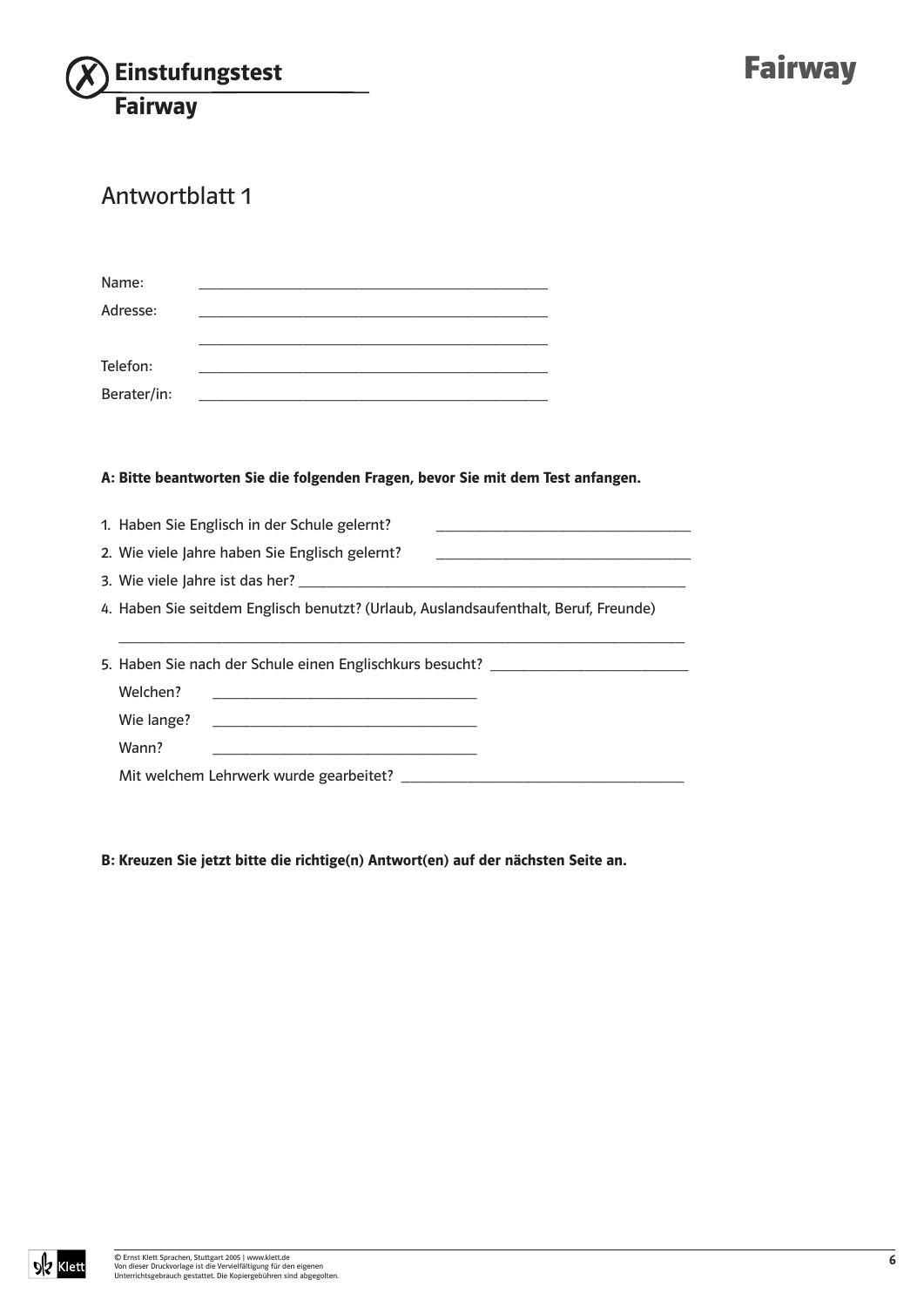# Einstufungstest Fairway

## Antwortblatt 1

Name: ______________________________________________

Adresse: ______________________________________________

______________________________________________

Telefon: ______________________________________________

Berater/in: ______________________________________________

**A: Bitte beantworten Sie die folgenden Fragen, bevor Sie mit dem Test anfangen.**

1. Haben Sie Englisch in der Schule gelernt? ________________________________
2. Wie viele Jahre haben Sie Englisch gelernt? ________________________________
3. Wie viele Jahre ist das her? ________________________________________________
4. Haben Sie seitdem Englisch benutzt? (Urlaub, Auslandsaufenthalt, Beruf, Freunde)

   ________________________________________________________________________
5. Haben Sie nach der Schule einen Englischkurs besucht? __________________________

   Welchen? ________________________________

   Wie lange? ________________________________

   Wann? ________________________________

   Mit welchem Lehrwerk wurde gearbeitet? ____________________________________

**B: Kreuzen Sie jetzt bitte die richtige(n) Antwort(en) auf der nächsten Seite an.**

© Ernst Klett Sprachen, Stuttgart 2005 | www.klett.de
Von dieser Druckvorlage ist die Vervielfältigung für den eigenen Unterrichtsgebrauch gestattet. Die Kopiergebühren sind abgegolten.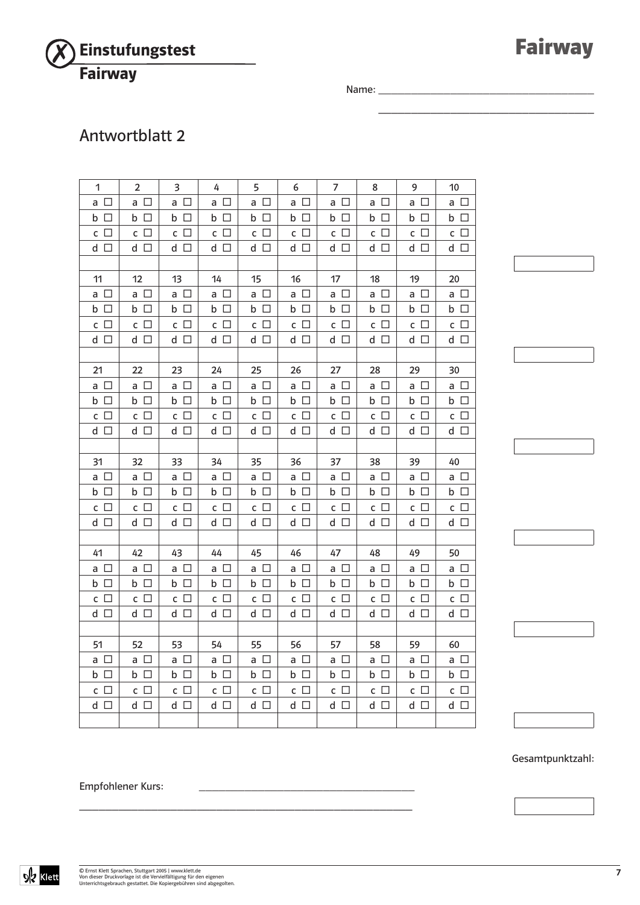# Einstufungstest Fairway

Name: ____________________________________

____________________________________

## Antwortblatt 2

| 1 | 2 | 3 | 4 | 5 | 6 | 7 | 8 | 9 | 10 |
|---|---|---|---|---|---|---|---|---|---|
| a ☐ | a ☐ | a ☐ | a ☐ | a ☐ | a ☐ | a ☐ | a ☐ | a ☐ | a ☐ |
| b ☐ | b ☐ | b ☐ | b ☐ | b ☐ | b ☐ | b ☐ | b ☐ | b ☐ | b ☐ |
| c ☐ | c ☐ | c ☐ | c ☐ | c ☐ | c ☐ | c ☐ | c ☐ | c ☐ | c ☐ |
| d ☐ | d ☐ | d ☐ | d ☐ | d ☐ | d ☐ | d ☐ | d ☐ | d ☐ | d ☐ |
| | | | | | | | | | |
| 11 | 12 | 13 | 14 | 15 | 16 | 17 | 18 | 19 | 20 |
| a ☐ | a ☐ | a ☐ | a ☐ | a ☐ | a ☐ | a ☐ | a ☐ | a ☐ | a ☐ |
| b ☐ | b ☐ | b ☐ | b ☐ | b ☐ | b ☐ | b ☐ | b ☐ | b ☐ | b ☐ |
| c ☐ | c ☐ | c ☐ | c ☐ | c ☐ | c ☐ | c ☐ | c ☐ | c ☐ | c ☐ |
| d ☐ | d ☐ | d ☐ | d ☐ | d ☐ | d ☐ | d ☐ | d ☐ | d ☐ | d ☐ |
| | | | | | | | | | |
| 21 | 22 | 23 | 24 | 25 | 26 | 27 | 28 | 29 | 30 |
| a ☐ | a ☐ | a ☐ | a ☐ | a ☐ | a ☐ | a ☐ | a ☐ | a ☐ | a ☐ |
| b ☐ | b ☐ | b ☐ | b ☐ | b ☐ | b ☐ | b ☐ | b ☐ | b ☐ | b ☐ |
| c ☐ | c ☐ | c ☐ | c ☐ | c ☐ | c ☐ | c ☐ | c ☐ | c ☐ | c ☐ |
| d ☐ | d ☐ | d ☐ | d ☐ | d ☐ | d ☐ | d ☐ | d ☐ | d ☐ | d ☐ |
| | | | | | | | | | |
| 31 | 32 | 33 | 34 | 35 | 36 | 37 | 38 | 39 | 40 |
| a ☐ | a ☐ | a ☐ | a ☐ | a ☐ | a ☐ | a ☐ | a ☐ | a ☐ | a ☐ |
| b ☐ | b ☐ | b ☐ | b ☐ | b ☐ | b ☐ | b ☐ | b ☐ | b ☐ | b ☐ |
| c ☐ | c ☐ | c ☐ | c ☐ | c ☐ | c ☐ | c ☐ | c ☐ | c ☐ | c ☐ |
| d ☐ | d ☐ | d ☐ | d ☐ | d ☐ | d ☐ | d ☐ | d ☐ | d ☐ | d ☐ |
| | | | | | | | | | |
| 41 | 42 | 43 | 44 | 45 | 46 | 47 | 48 | 49 | 50 |
| a ☐ | a ☐ | a ☐ | a ☐ | a ☐ | a ☐ | a ☐ | a ☐ | a ☐ | a ☐ |
| b ☐ | b ☐ | b ☐ | b ☐ | b ☐ | b ☐ | b ☐ | b ☐ | b ☐ | b ☐ |
| c ☐ | c ☐ | c ☐ | c ☐ | c ☐ | c ☐ | c ☐ | c ☐ | c ☐ | c ☐ |
| d ☐ | d ☐ | d ☐ | d ☐ | d ☐ | d ☐ | d ☐ | d ☐ | d ☐ | d ☐ |
| | | | | | | | | | |
| 51 | 52 | 53 | 54 | 55 | 56 | 57 | 58 | 59 | 60 |
| a ☐ | a ☐ | a ☐ | a ☐ | a ☐ | a ☐ | a ☐ | a ☐ | a ☐ | a ☐ |
| b ☐ | b ☐ | b ☐ | b ☐ | b ☐ | b ☐ | b ☐ | b ☐ | b ☐ | b ☐ |
| c ☐ | c ☐ | c ☐ | c ☐ | c ☐ | c ☐ | c ☐ | c ☐ | c ☐ | c ☐ |
| d ☐ | d ☐ | d ☐ | d ☐ | d ☐ | d ☐ | d ☐ | d ☐ | d ☐ | d ☐ |
| | | | | | | | | | |

Gesamtpunktzahl:

Empfohlener Kurs: ____________________________________

____________________________________

© Ernst Klett Sprachen, Stuttgart 2005 | www.klett.de
Von dieser Druckvorlage ist die Vervielfältigung für den eigenen Unterrichtsgebrauch gestattet. Die Kopiergebühren sind abgegolten.